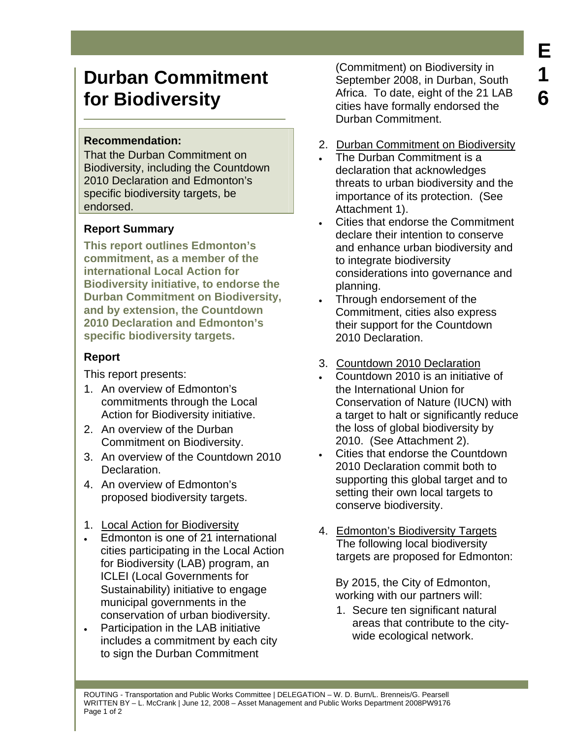# Durban Commitment for Biodiversity

**Recommendation:**
That the Durban Commitment on Biodiversity, including the Countdown 2010 Declaration and Edmonton's specific biodiversity targets, be endorsed.

### Report Summary

**This report outlines Edmonton's commitment, as a member of the international Local Action for Biodiversity initiative, to endorse the Durban Commitment on Biodiversity, and by extension, the Countdown 2010 Declaration and Edmonton's specific biodiversity targets.**

### Report

This report presents:

1. An overview of Edmonton's commitments through the Local Action for Biodiversity initiative.
2. An overview of the Durban Commitment on Biodiversity.
3. An overview of the Countdown 2010 Declaration.
4. An overview of Edmonton's proposed biodiversity targets.

1. Local Action for Biodiversity

- Edmonton is one of 21 international cities participating in the Local Action for Biodiversity (LAB) program, an ICLEI (Local Governments for Sustainability) initiative to engage municipal governments in the conservation of urban biodiversity.
- Participation in the LAB initiative includes a commitment by each city to sign the Durban Commitment (Commitment) on Biodiversity in September 2008, in Durban, South Africa. To date, eight of the 21 LAB cities have formally endorsed the Durban Commitment.

2. Durban Commitment on Biodiversity

- The Durban Commitment is a declaration that acknowledges threats to urban biodiversity and the importance of its protection. (See Attachment 1).
- Cities that endorse the Commitment declare their intention to conserve and enhance urban biodiversity and to integrate biodiversity considerations into governance and planning.
- Through endorsement of the Commitment, cities also express their support for the Countdown 2010 Declaration.

3. Countdown 2010 Declaration

- Countdown 2010 is an initiative of the International Union for Conservation of Nature (IUCN) with a target to halt or significantly reduce the loss of global biodiversity by 2010. (See Attachment 2).
- Cities that endorse the Countdown 2010 Declaration commit both to supporting this global target and to setting their own local targets to conserve biodiversity.

4. Edmonton's Biodiversity Targets
The following local biodiversity targets are proposed for Edmonton:

By 2015, the City of Edmonton, working with our partners will:

1. Secure ten significant natural areas that contribute to the city-wide ecological network.

ROUTING - Transportation and Public Works Committee | DELEGATION – W. D. Burn/L. Brenneis/G. Pearsell
WRITTEN BY – L. McCrank | June 12, 2008 – Asset Management and Public Works Department 2008PW9176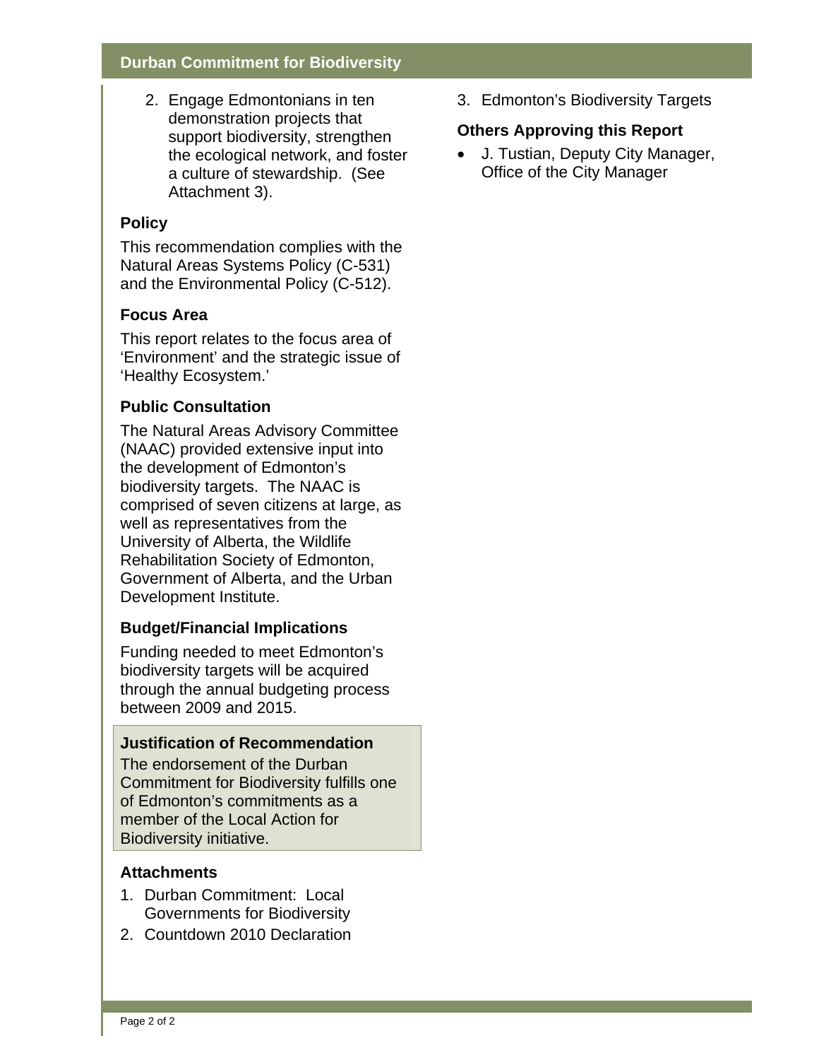2. Engage Edmontonians in ten demonstration projects that support biodiversity, strengthen the ecological network, and foster a culture of stewardship. (See Attachment 3).

### Policy

This recommendation complies with the Natural Areas Systems Policy (C-531) and the Environmental Policy (C-512).

### Focus Area

This report relates to the focus area of 'Environment' and the strategic issue of 'Healthy Ecosystem.'

### Public Consultation

The Natural Areas Advisory Committee (NAAC) provided extensive input into the development of Edmonton's biodiversity targets. The NAAC is comprised of seven citizens at large, as well as representatives from the University of Alberta, the Wildlife Rehabilitation Society of Edmonton, Government of Alberta, and the Urban Development Institute.

### Budget/Financial Implications

Funding needed to meet Edmonton's biodiversity targets will be acquired through the annual budgeting process between 2009 and 2015.

### Justification of Recommendation

The endorsement of the Durban Commitment for Biodiversity fulfills one of Edmonton's commitments as a member of the Local Action for Biodiversity initiative.

### Attachments

1. Durban Commitment: Local Governments for Biodiversity
2. Countdown 2010 Declaration
3. Edmonton's Biodiversity Targets

### Others Approving this Report

- J. Tustian, Deputy City Manager, Office of the City Manager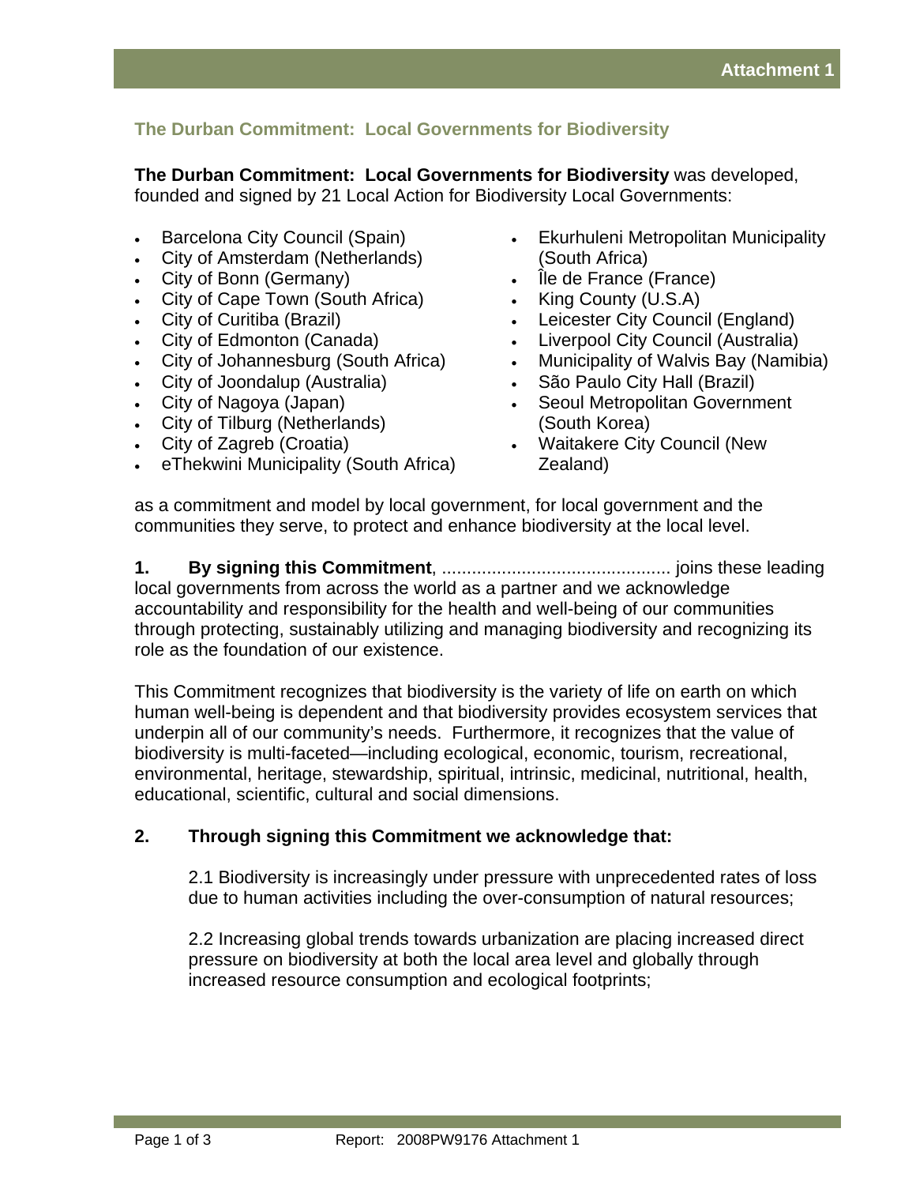Attachment 1

## The Durban Commitment: Local Governments for Biodiversity

**The Durban Commitment: Local Governments for Biodiversity** was developed, founded and signed by 21 Local Action for Biodiversity Local Governments:

- Barcelona City Council (Spain)
- City of Amsterdam (Netherlands)
- City of Bonn (Germany)
- City of Cape Town (South Africa)
- City of Curitiba (Brazil)
- City of Edmonton (Canada)
- City of Johannesburg (South Africa)
- City of Joondalup (Australia)
- City of Nagoya (Japan)
- City of Tilburg (Netherlands)
- City of Zagreb (Croatia)
- eThekwini Municipality (South Africa)
- Ekurhuleni Metropolitan Municipality (South Africa)
- Île de France (France)
- King County (U.S.A)
- Leicester City Council (England)
- Liverpool City Council (Australia)
- Municipality of Walvis Bay (Namibia)
- São Paulo City Hall (Brazil)
- Seoul Metropolitan Government (South Korea)
- Waitakere City Council (New Zealand)

as a commitment and model by local government, for local government and the communities they serve, to protect and enhance biodiversity at the local level.

**1. By signing this Commitment**, ............................................ joins these leading local governments from across the world as a partner and we acknowledge accountability and responsibility for the health and well-being of our communities through protecting, sustainably utilizing and managing biodiversity and recognizing its role as the foundation of our existence.

This Commitment recognizes that biodiversity is the variety of life on earth on which human well-being is dependent and that biodiversity provides ecosystem services that underpin all of our community's needs. Furthermore, it recognizes that the value of biodiversity is multi-faceted—including ecological, economic, tourism, recreational, environmental, heritage, stewardship, spiritual, intrinsic, medicinal, nutritional, health, educational, scientific, cultural and social dimensions.

**2. Through signing this Commitment we acknowledge that:**

2.1 Biodiversity is increasingly under pressure with unprecedented rates of loss due to human activities including the over-consumption of natural resources;

2.2 Increasing global trends towards urbanization are placing increased direct pressure on biodiversity at both the local area level and globally through increased resource consumption and ecological footprints;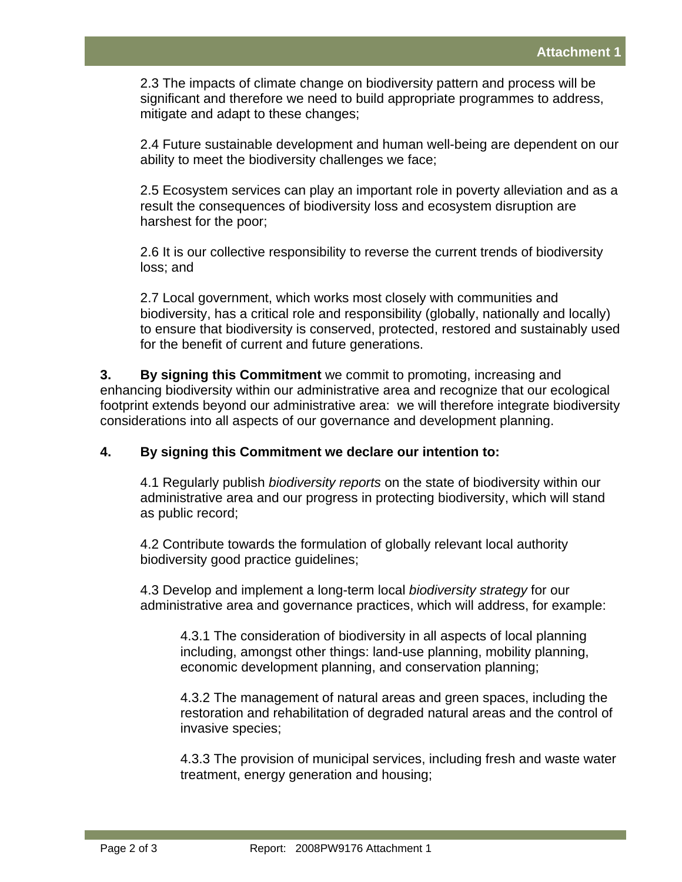2.3 The impacts of climate change on biodiversity pattern and process will be significant and therefore we need to build appropriate programmes to address, mitigate and adapt to these changes;

2.4 Future sustainable development and human well-being are dependent on our ability to meet the biodiversity challenges we face;

2.5 Ecosystem services can play an important role in poverty alleviation and as a result the consequences of biodiversity loss and ecosystem disruption are harshest for the poor;

2.6 It is our collective responsibility to reverse the current trends of biodiversity loss; and

2.7 Local government, which works most closely with communities and biodiversity, has a critical role and responsibility (globally, nationally and locally) to ensure that biodiversity is conserved, protected, restored and sustainably used for the benefit of current and future generations.

**3. By signing this Commitment** we commit to promoting, increasing and enhancing biodiversity within our administrative area and recognize that our ecological footprint extends beyond our administrative area: we will therefore integrate biodiversity considerations into all aspects of our governance and development planning.

**4. By signing this Commitment we declare our intention to:**

4.1 Regularly publish *biodiversity reports* on the state of biodiversity within our administrative area and our progress in protecting biodiversity, which will stand as public record;

4.2 Contribute towards the formulation of globally relevant local authority biodiversity good practice guidelines;

4.3 Develop and implement a long-term local *biodiversity strategy* for our administrative area and governance practices, which will address, for example:

4.3.1 The consideration of biodiversity in all aspects of local planning including, amongst other things: land-use planning, mobility planning, economic development planning, and conservation planning;

4.3.2 The management of natural areas and green spaces, including the restoration and rehabilitation of degraded natural areas and the control of invasive species;

4.3.3 The provision of municipal services, including fresh and waste water treatment, energy generation and housing;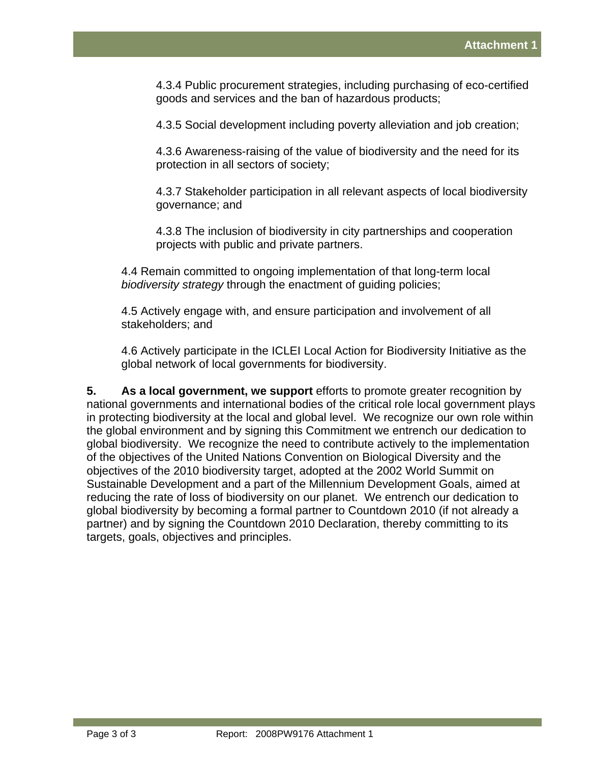4.3.4 Public procurement strategies, including purchasing of eco-certified goods and services and the ban of hazardous products;

4.3.5 Social development including poverty alleviation and job creation;

4.3.6 Awareness-raising of the value of biodiversity and the need for its protection in all sectors of society;

4.3.7 Stakeholder participation in all relevant aspects of local biodiversity governance; and

4.3.8 The inclusion of biodiversity in city partnerships and cooperation projects with public and private partners.

4.4 Remain committed to ongoing implementation of that long-term local *biodiversity strategy* through the enactment of guiding policies;

4.5 Actively engage with, and ensure participation and involvement of all stakeholders; and

4.6 Actively participate in the ICLEI Local Action for Biodiversity Initiative as the global network of local governments for biodiversity.

**5. As a local government, we support** efforts to promote greater recognition by national governments and international bodies of the critical role local government plays in protecting biodiversity at the local and global level. We recognize our own role within the global environment and by signing this Commitment we entrench our dedication to global biodiversity. We recognize the need to contribute actively to the implementation of the objectives of the United Nations Convention on Biological Diversity and the objectives of the 2010 biodiversity target, adopted at the 2002 World Summit on Sustainable Development and a part of the Millennium Development Goals, aimed at reducing the rate of loss of biodiversity on our planet. We entrench our dedication to global biodiversity by becoming a formal partner to Countdown 2010 (if not already a partner) and by signing the Countdown 2010 Declaration, thereby committing to its targets, goals, objectives and principles.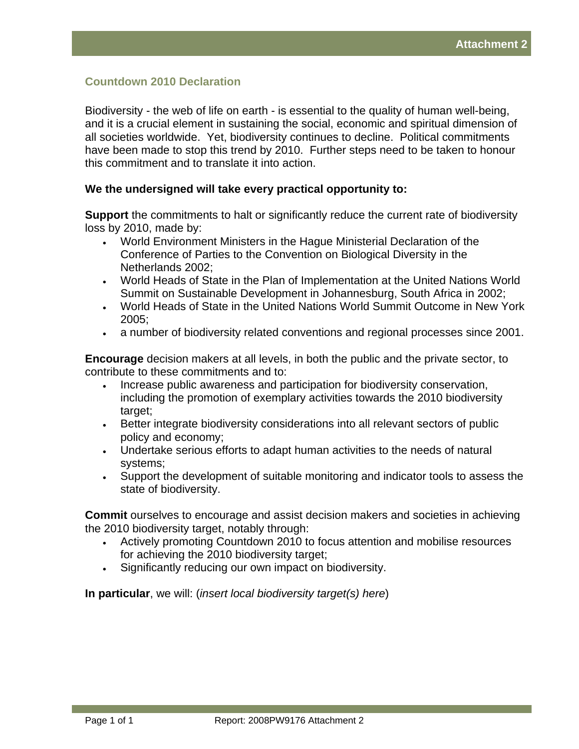Attachment 2

## Countdown 2010 Declaration

Biodiversity - the web of life on earth - is essential to the quality of human well-being, and it is a crucial element in sustaining the social, economic and spiritual dimension of all societies worldwide. Yet, biodiversity continues to decline. Political commitments have been made to stop this trend by 2010. Further steps need to be taken to honour this commitment and to translate it into action.

**We the undersigned will take every practical opportunity to:**

**Support** the commitments to halt or significantly reduce the current rate of biodiversity loss by 2010, made by:

- World Environment Ministers in the Hague Ministerial Declaration of the Conference of Parties to the Convention on Biological Diversity in the Netherlands 2002;
- World Heads of State in the Plan of Implementation at the United Nations World Summit on Sustainable Development in Johannesburg, South Africa in 2002;
- World Heads of State in the United Nations World Summit Outcome in New York 2005;
- a number of biodiversity related conventions and regional processes since 2001.

**Encourage** decision makers at all levels, in both the public and the private sector, to contribute to these commitments and to:

- Increase public awareness and participation for biodiversity conservation, including the promotion of exemplary activities towards the 2010 biodiversity target;
- Better integrate biodiversity considerations into all relevant sectors of public policy and economy;
- Undertake serious efforts to adapt human activities to the needs of natural systems;
- Support the development of suitable monitoring and indicator tools to assess the state of biodiversity.

**Commit** ourselves to encourage and assist decision makers and societies in achieving the 2010 biodiversity target, notably through:

- Actively promoting Countdown 2010 to focus attention and mobilise resources for achieving the 2010 biodiversity target;
- Significantly reducing our own impact on biodiversity.

**In particular**, we will: (*insert local biodiversity target(s) here*)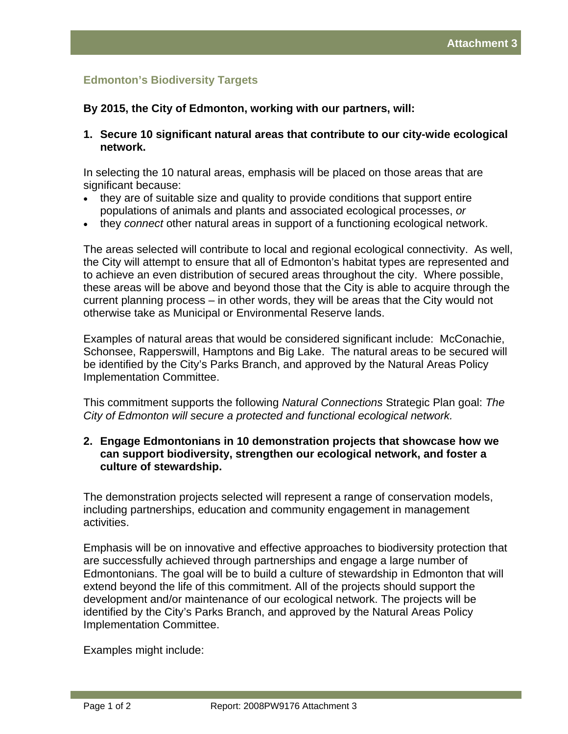Attachment 3

## Edmonton's Biodiversity Targets

**By 2015, the City of Edmonton, working with our partners, will:**

**1. Secure 10 significant natural areas that contribute to our city-wide ecological network.**

In selecting the 10 natural areas, emphasis will be placed on those areas that are significant because:

- they are of suitable size and quality to provide conditions that support entire populations of animals and plants and associated ecological processes, *or*
- they *connect* other natural areas in support of a functioning ecological network.

The areas selected will contribute to local and regional ecological connectivity. As well, the City will attempt to ensure that all of Edmonton's habitat types are represented and to achieve an even distribution of secured areas throughout the city. Where possible, these areas will be above and beyond those that the City is able to acquire through the current planning process – in other words, they will be areas that the City would not otherwise take as Municipal or Environmental Reserve lands.

Examples of natural areas that would be considered significant include: McConachie, Schonsee, Rapperswill, Hamptons and Big Lake. The natural areas to be secured will be identified by the City's Parks Branch, and approved by the Natural Areas Policy Implementation Committee.

This commitment supports the following *Natural Connections* Strategic Plan goal: *The City of Edmonton will secure a protected and functional ecological network.*

**2. Engage Edmontonians in 10 demonstration projects that showcase how we can support biodiversity, strengthen our ecological network, and foster a culture of stewardship.**

The demonstration projects selected will represent a range of conservation models, including partnerships, education and community engagement in management activities.

Emphasis will be on innovative and effective approaches to biodiversity protection that are successfully achieved through partnerships and engage a large number of Edmontonians. The goal will be to build a culture of stewardship in Edmonton that will extend beyond the life of this commitment. All of the projects should support the development and/or maintenance of our ecological network. The projects will be identified by the City's Parks Branch, and approved by the Natural Areas Policy Implementation Committee.

Examples might include: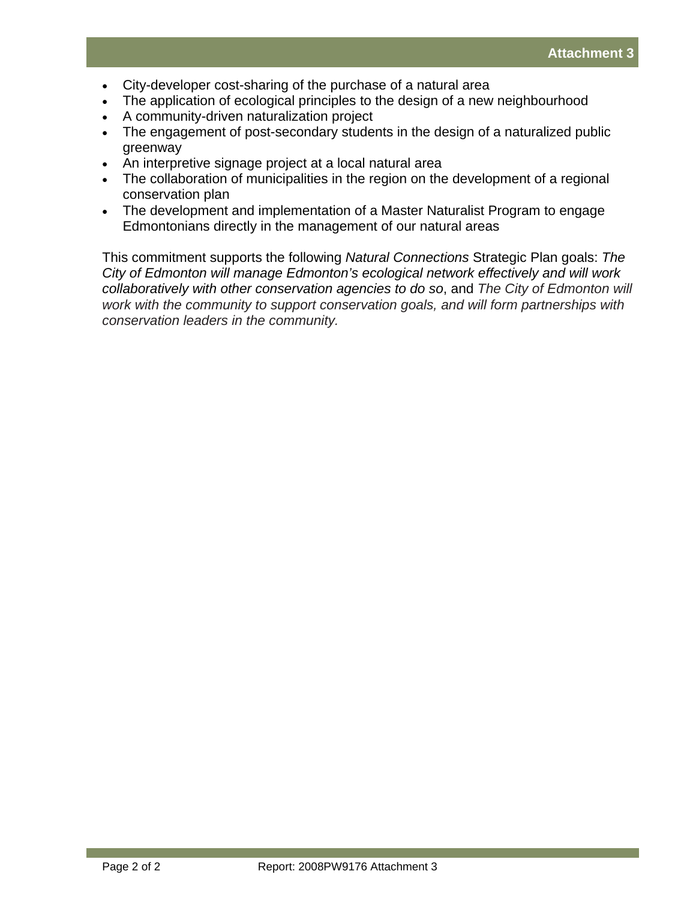- City-developer cost-sharing of the purchase of a natural area
- The application of ecological principles to the design of a new neighbourhood
- A community-driven naturalization project
- The engagement of post-secondary students in the design of a naturalized public greenway
- An interpretive signage project at a local natural area
- The collaboration of municipalities in the region on the development of a regional conservation plan
- The development and implementation of a Master Naturalist Program to engage Edmontonians directly in the management of our natural areas

This commitment supports the following *Natural Connections* Strategic Plan goals: *The City of Edmonton will manage Edmonton's ecological network effectively and will work collaboratively with other conservation agencies to do so*, and *The City of Edmonton will work with the community to support conservation goals, and will form partnerships with conservation leaders in the community.*